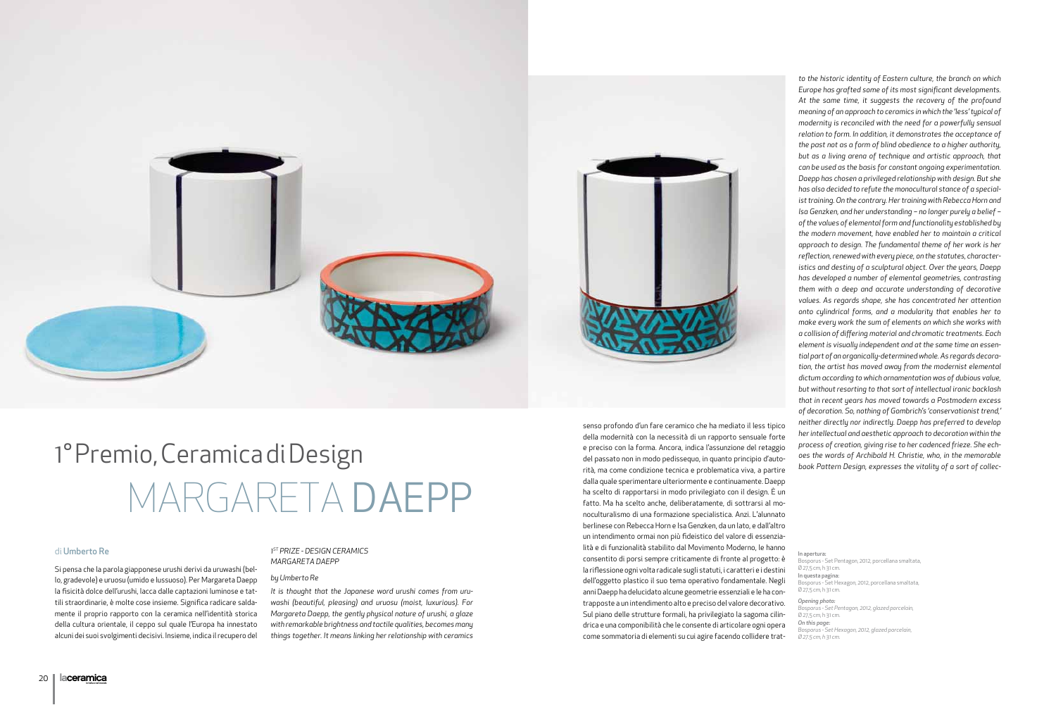# 1° Premio, Ceramica di Design

# MARGARETA DAEPP

di **Umberto Re**

Si pensa che la parola giapponese urushi derivi da uruwashi (bello, gradevole) e uruosu (umido e lussuoso). Per Margareta Daepp la fisicità dolce dell'urushi, lacca dalle captazioni luminose e tattili straordinarie, è molte cose insieme. Significa radicare saldamente il proprio rapporto con la ceramica nell'identità storica della cultura orientale, il ceppo sul quale l'Europa ha innestato alcuni dei suoi svolgimenti decisivi. Insieme, indica il recupero del senso profondo d'un fare ceramico che ha mediato il less tipico della modernità con la necessità di un rapporto sensuale forte e preciso con la forma. Ancora, indica l'assunzione del retaggio del passato non in modo pedissequo, in quanto principio d'autorità, ma come condizione tecnica e problematica viva, a partire dalla quale sperimentare ulteriormente e continuamente. Daepp ha scelto di rapportarsi in modo privilegiato con il design. È un fatto. Ma ha scelto anche, deliberatamente, di sottrarsi al monoculturalismo di una formazione specialistica. Anzi. L'alunnato berlinese con Rebecca Horn e Isa Genzken, da un lato, e dall'altro un intendimento ormai non più fideistico del valore di essenzialità e di funzionalità stabilito dal Movimento Moderno, le hanno consentito di porsi sempre criticamente di fronte al progetto: è la riflessione ogni volta radicale sugli statuti, i caratteri e i destini dell'oggetto plastico il suo tema operativo fondamentale. Negli anni Daepp ha delucidato alcune geometrie essenziali e le ha contrapposte a un intendimento alto e preciso del valore decorativo. Sul piano delle strutture formali, ha privilegiato la sagoma cilindrica e una componibilità che le consente di articolare ogni opera come sommatoria di elementi su cui agire facendo collidere trat-

*1ST PRIZE - DESIGN CERAMICS*
*MARGARETA DAEPP*

*by Umberto Re*

*It is thought that the Japanese word urushi comes from uruwashi (beautiful, pleasing) and uruosu (moist, luxurious). For Margareta Daepp, the gently physical nature of urushi, a glaze with remarkable brightness and tactile qualities, becomes many things together. It means linking her relationship with ceramics to the historic identity of Eastern culture, the branch on which Europe has grafted some of its most significant developments. At the same time, it suggests the recovery of the profound meaning of an approach to ceramics in which the 'less' typical of modernity is reconciled with the need for a powerfully sensual relation to form. In addition, it demonstrates the acceptance of the past not as a form of blind obedience to a higher authority, but as a living arena of technique and artistic approach, that can be used as the basis for constant ongoing experimentation. Daepp has chosen a privileged relationship with design. But she has also decided to refute the monocultural stance of a specialist training. On the contrary. Her training with Rebecca Horn and Isa Genzken, and her understanding – no longer purely a belief – of the values of elemental form and functionality established by the modern movement, have enabled her to maintain a critical approach to design. The fundamental theme of her work is her reflection, renewed with every piece, on the statutes, characteristics and destiny of a sculptural object. Over the years, Daepp has developed a number of elemental geometries, contrasting them with a deep and accurate understanding of decorative values. As regards shape, she has concentrated her attention onto cylindrical forms, and a modularity that enables her to make every work the sum of elements on which she works with a collision of differing material and chromatic treatments. Each element is visually independent and at the same time an essential part of an organically-determined whole. As regards decoration, the artist has moved away from the modernist elemental dictum according to which ornamentation was of dubious value, but without resorting to that sort of intellectual ironic backlash that in recent years has moved towards a Postmodern excess of decoration. So, nothing of Gombrich's 'conservationist trend,' neither directly nor indirectly. Daepp has preferred to develop her intellectual and aesthetic approach to decoration within the process of creation, giving rise to her cadenced frieze. She echoes the words of Archibald H. Christie, who, in the memorable book Pattern Design, expresses the vitality of a sort of collec-*

**In apertura:**
Bosporus - Set Pentagon, 2012, porcellana smaltata, Ø 27,5 cm, h 31 cm.
**In questa pagina:**
Bosporus - Set Hexagon, 2012, porcellana smaltata, Ø 27,5 cm, h 31 cm.

***Opening photo:***
*Bosporus - Set Pentagon, 2012, glazed porcelain, Ø 27,5 cm, h 31 cm.*
***On this page:***
*Bosporus - Set Hexagon, 2012, glazed porcelain, Ø 27,5 cm, h 31 cm.*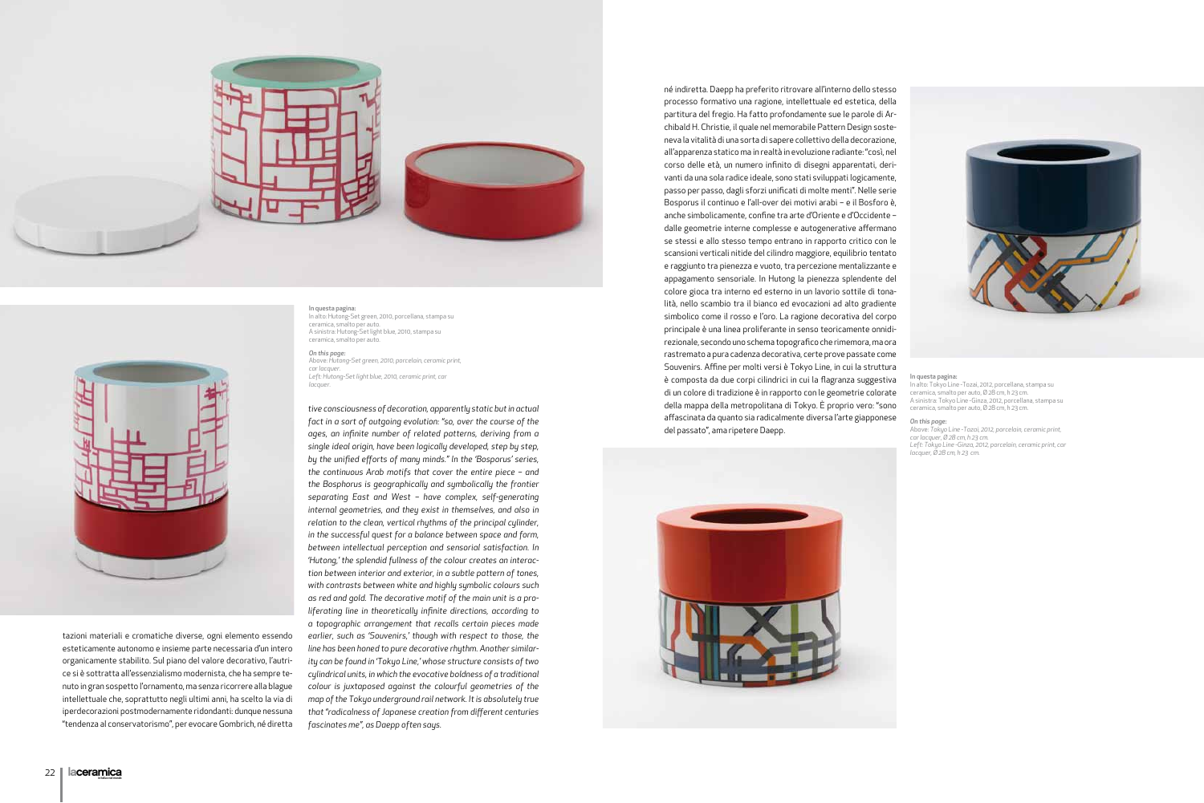tazioni materiali e cromatiche diverse, ogni elemento essendo esteticamente autonomo e insieme parte necessaria d'un intero organicamente stabilito. Sul piano del valore decorativo, l'autrice si è sottratta all'essenzialismo modernista, che ha sempre tenuto in gran sospetto l'ornamento, ma senza ricorrere alla blague intellettuale che, soprattutto negli ultimi anni, ha scelto la via di iperdecorazioni postmodernamente ridondanti: dunque nessuna "tendenza al conservatorismo", per evocare Gombrich, né diretta né indiretta. Daepp ha preferito ritrovare all'interno dello stesso processo formativo una ragione, intellettuale ed estetica, della partitura del fregio. Ha fatto profondamente sue le parole di Archibald H. Christie, il quale nel memorabile Pattern Design sosteneva la vitalità di una sorta di sapere collettivo della decorazione, all'apparenza statico ma in realtà in evoluzione radiante: "così, nel corso delle età, un numero infinito di disegni apparentati, derivanti da una sola radice ideale, sono stati sviluppati logicamente, passo per passo, dagli sforzi unificati di molte menti". Nelle serie Bosporus il continuo e l'all-over dei motivi arabi – e il Bosforo è, anche simbolicamente, confine tra arte d'Oriente e d'Occidente – dalle geometrie interne complesse e autogenerative affermano se stessi e allo stesso tempo entrano in rapporto critico con le scansioni verticali nitide del cilindro maggiore, equilibrio tentato e raggiunto tra pienezza e vuoto, tra percezione mentalizzante e appagamento sensoriale. In Hutong la pienezza splendente del colore gioca tra interno ed esterno in un lavorio sottile di tonalità, nello scambio tra il bianco ed evocazioni ad alto gradiente simbolico come il rosso e l'oro. La ragione decorativa del corpo principale è una linea proliferante in senso teoricamente onnidirezionale, secondo uno schema topografico che rimemora, ma ora rastremato a pura cadenza decorativa, certe prove passate come Souvenirs. Affine per molti versi è Tokyo Line, in cui la struttura è composta da due corpi cilindrici in cui la flagranza suggestiva di un colore di tradizione è in rapporto con le geometrie colorate della mappa della metropolitana di Tokyo. È proprio vero: "sono affascinata da quanto sia radicalmente diversa l'arte giapponese del passato", ama ripetere Daepp.

*tive consciousness of decoration, apparently static but in actual fact in a sort of outgoing evolution: "so, over the course of the ages, an infinite number of related patterns, deriving from a single ideal origin, have been logically developed, step by step, by the unified efforts of many minds." In the 'Bosporus' series, the continuous Arab motifs that cover the entire piece – and the Bosphorus is geographically and symbolically the frontier separating East and West – have complex, self-generating internal geometries, and they exist in themselves, and also in relation to the clean, vertical rhythms of the principal cylinder, in the successful quest for a balance between space and form, between intellectual perception and sensorial satisfaction. In 'Hutong,' the splendid fullness of the colour creates an interaction between interior and exterior, in a subtle pattern of tones, with contrasts between white and highly symbolic colours such as red and gold. The decorative motif of the main unit is a proliferating line in theoretically infinite directions, according to a topographic arrangement that recalls certain pieces made earlier, such as 'Souvenirs,' though with respect to those, the line has been honed to pure decorative rhythm. Another similarity can be found in 'Tokyo Line,' whose structure consists of two cylindrical units, in which the evocative boldness of a traditional colour is juxtaposed against the colourful geometries of the map of the Tokyo underground rail network. It is absolutely true that "radicalness of Japanese creation from different centuries fascinates me", as Daepp often says.*

**In questa pagina:**
In alto: Hutong-Set green, 2010, porcellana, stampa su ceramica, smalto per auto.
A sinistra: Hutong-Set light blue, 2010, stampa su ceramica, smalto per auto.

***On this page:***
*Above: Hutong-Set green, 2010, porcelain, ceramic print, car lacquer.*
*Left: Hutong-Set light blue, 2010, ceramic print, car lacquer.*

**In questa pagina:**
In alto: Tokyo Line-Tozai, 2012, porcellana, stampa su ceramica, smalto per auto, Ø 28 cm, h 23 cm.
A sinistra: Tokyo Line-Ginza, 2012, porcellana, stampa su ceramica, smalto per auto, Ø 28 cm, h 23 cm.

***On this page:***
*Above: Tokyo Line-Tozai, 2012, porcelain, ceramic print, car lacquer, Ø 28 cm, h 23 cm.*
*Left: Tokyo Line-Ginza, 2012, porcelain, ceramic print, car lacquer, Ø 28 cm, h 23 cm.*